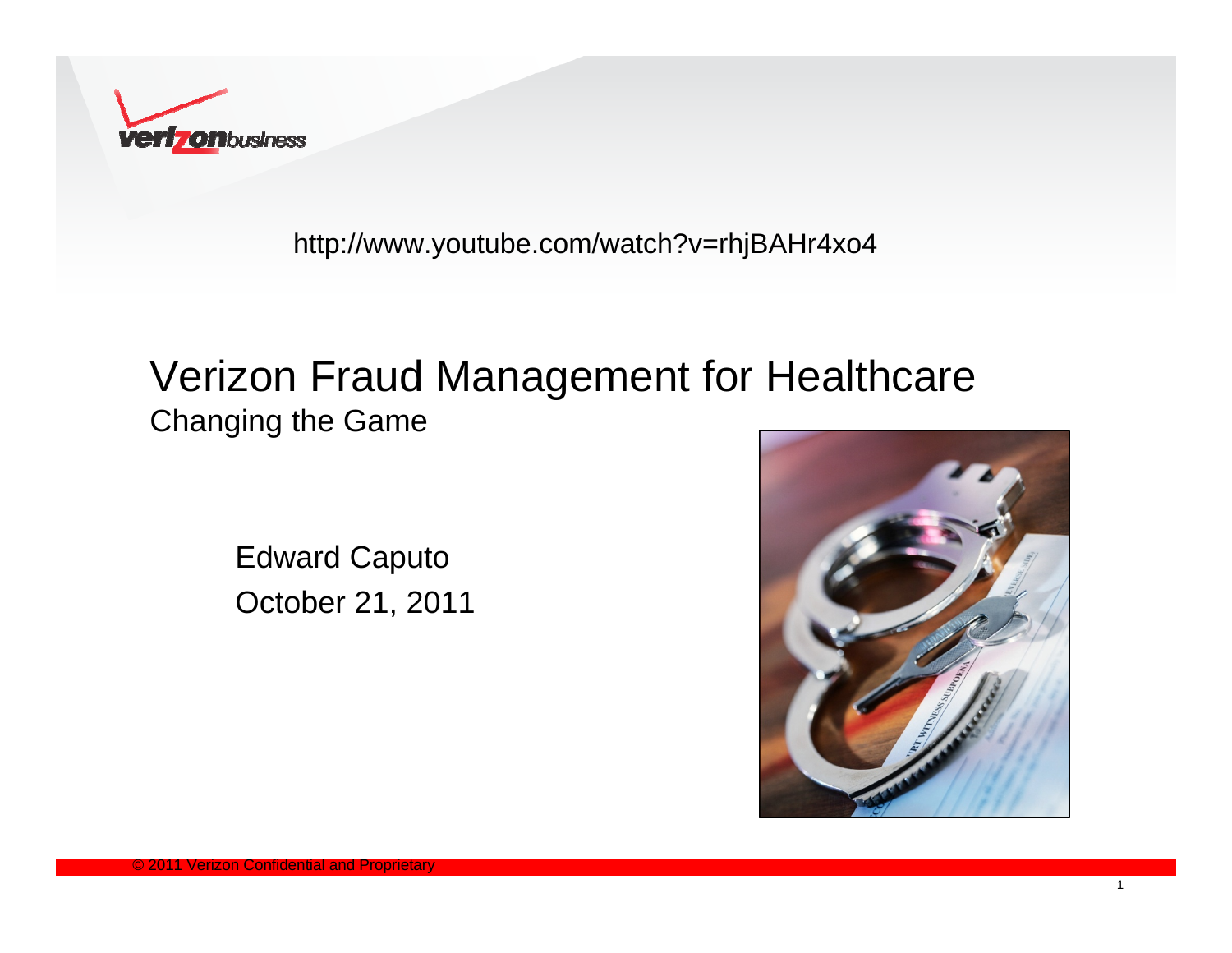http://www.youtube.com/watch?v=rhjBAHr4xo4

# Verizon Fraud Management for Healthcare

## Changing the Game

Edward Caputo

October 21, 2011

© 2011 Verizon Confidential and Proprietary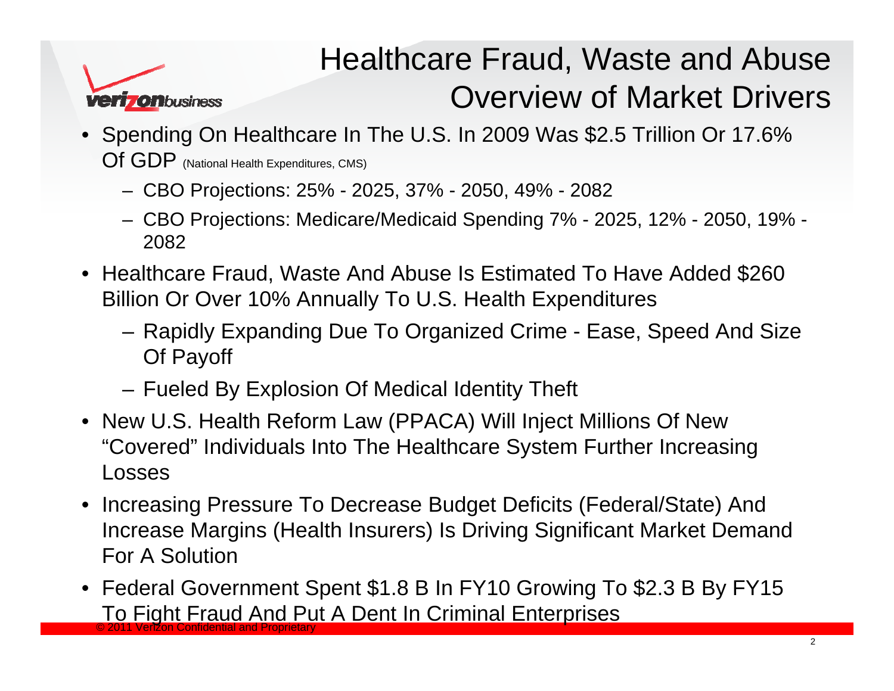# Healthcare Fraud, Waste and Abuse Overview of Market Drivers

- Spending On Healthcare In The U.S. In 2009 Was $2.5 Trillion Or 17.6% Of GDP (National Health Expenditures, CMS)
  - CBO Projections: 25% - 2025, 37% - 2050, 49% - 2082
  - CBO Projections: Medicare/Medicaid Spending 7% - 2025, 12% - 2050, 19% - 2082
- Healthcare Fraud, Waste And Abuse Is Estimated To Have Added $260 Billion Or Over 10% Annually To U.S. Health Expenditures
  - Rapidly Expanding Due To Organized Crime - Ease, Speed And Size Of Payoff
  - Fueled By Explosion Of Medical Identity Theft
- New U.S. Health Reform Law (PPACA) Will Inject Millions Of New "Covered" Individuals Into The Healthcare System Further Increasing Losses
- Increasing Pressure To Decrease Budget Deficits (Federal/State) And Increase Margins (Health Insurers) Is Driving Significant Market Demand For A Solution
- Federal Government Spent $1.8 B In FY10 Growing To $2.3 B By FY15 To Fight Fraud And Put A Dent In Criminal Enterprises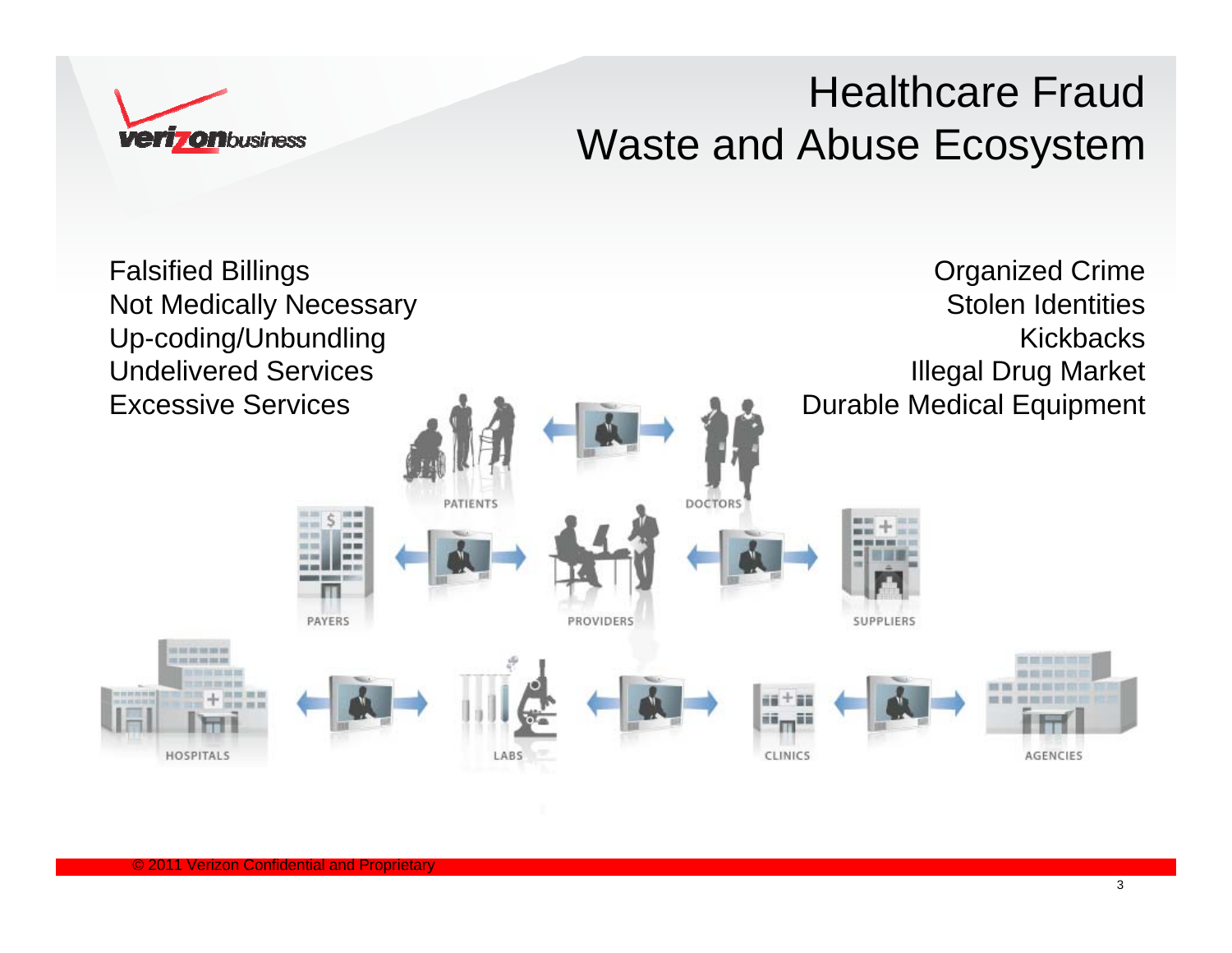# Healthcare Fraud Waste and Abuse Ecosystem

Falsified Billings
Not Medically Necessary
Up-coding/Unbundling
Undelivered Services
Excessive Services

Organized Crime
Stolen Identities
Kickbacks
Illegal Drug Market
Durable Medical Equipment

PATIENTS
DOCTORS
PAYERS
PROVIDERS
SUPPLIERS
HOSPITALS
LABS
CLINICS
AGENCIES

© 2011 Verizon Confidential and Proprietary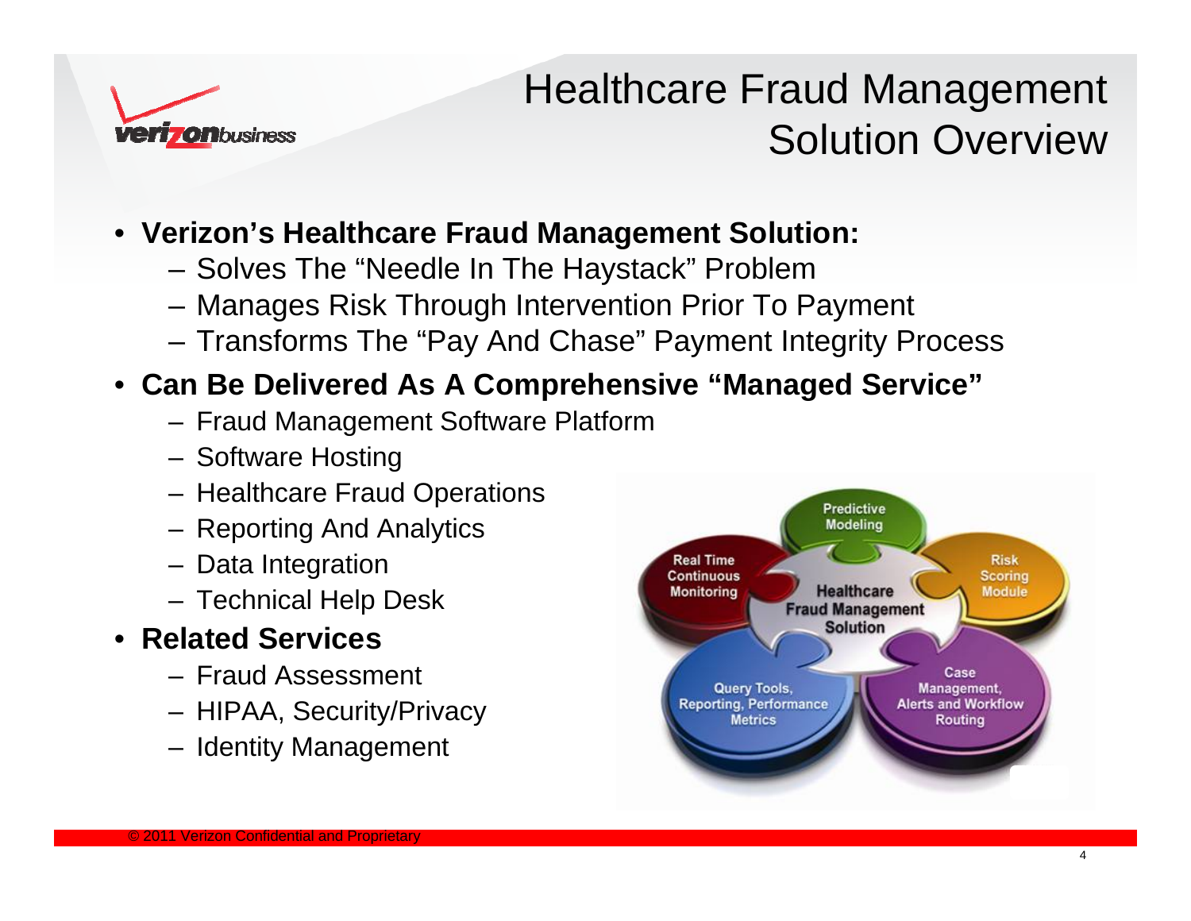# Healthcare Fraud Management Solution Overview

- **Verizon's Healthcare Fraud Management Solution:**
  - Solves The "Needle In The Haystack" Problem
  - Manages Risk Through Intervention Prior To Payment
  - Transforms The "Pay And Chase" Payment Integrity Process
- **Can Be Delivered As A Comprehensive "Managed Service"**
  - Fraud Management Software Platform
  - Software Hosting
  - Healthcare Fraud Operations
  - Reporting And Analytics
  - Data Integration
  - Technical Help Desk
- **Related Services**
  - Fraud Assessment
  - HIPAA, Security/Privacy
  - Identity Management

Predictive Modeling

Real Time Continuous Monitoring

Risk Scoring Module

Healthcare Fraud Management Solution

Query Tools, Reporting, Performance Metrics

Case Management, Alerts and Workflow Routing

© 2011 Verizon Confidential and Proprietary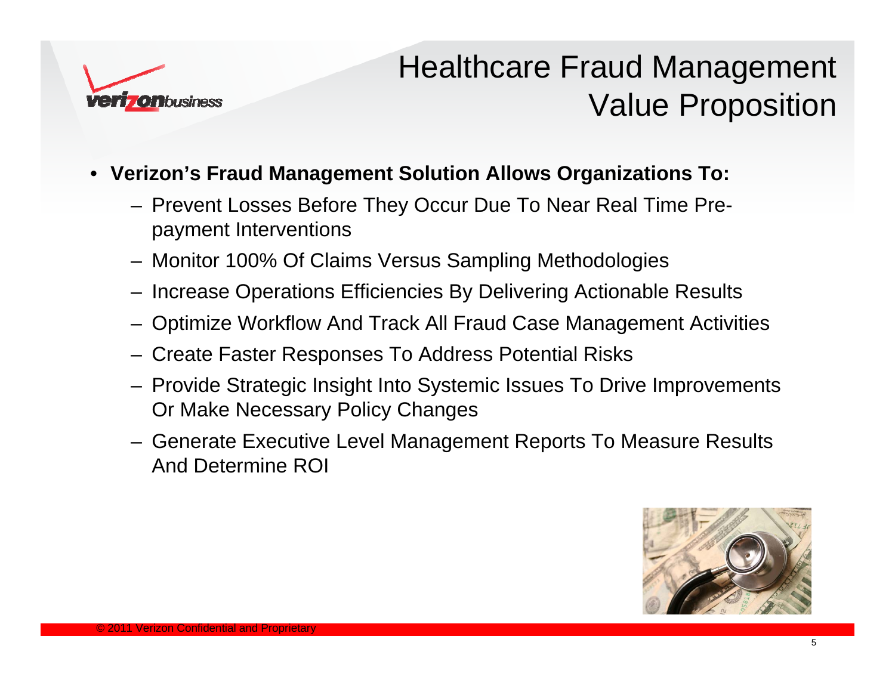# Healthcare Fraud Management Value Proposition

- **Verizon's Fraud Management Solution Allows Organizations To:**
  - Prevent Losses Before They Occur Due To Near Real Time Pre-payment Interventions
  - Monitor 100% Of Claims Versus Sampling Methodologies
  - Increase Operations Efficiencies By Delivering Actionable Results
  - Optimize Workflow And Track All Fraud Case Management Activities
  - Create Faster Responses To Address Potential Risks
  - Provide Strategic Insight Into Systemic Issues To Drive Improvements Or Make Necessary Policy Changes
  - Generate Executive Level Management Reports To Measure Results And Determine ROI

© 2011 Verizon Confidential and Proprietary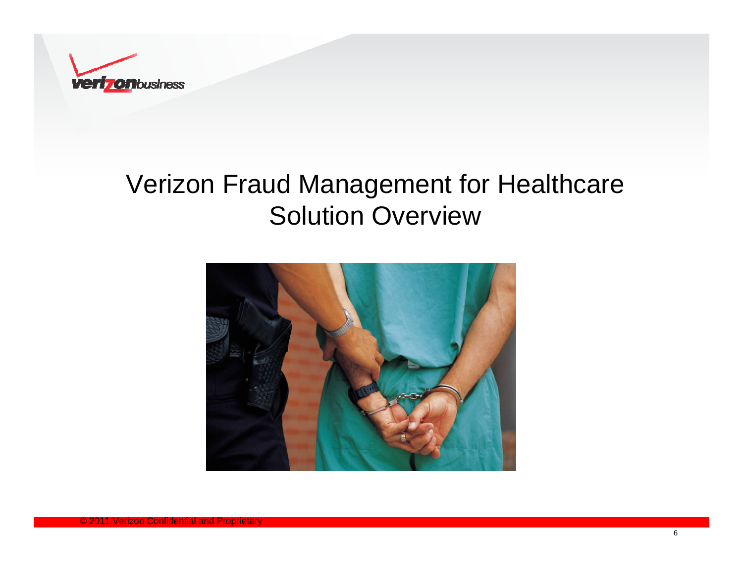# Verizon Fraud Management for Healthcare Solution Overview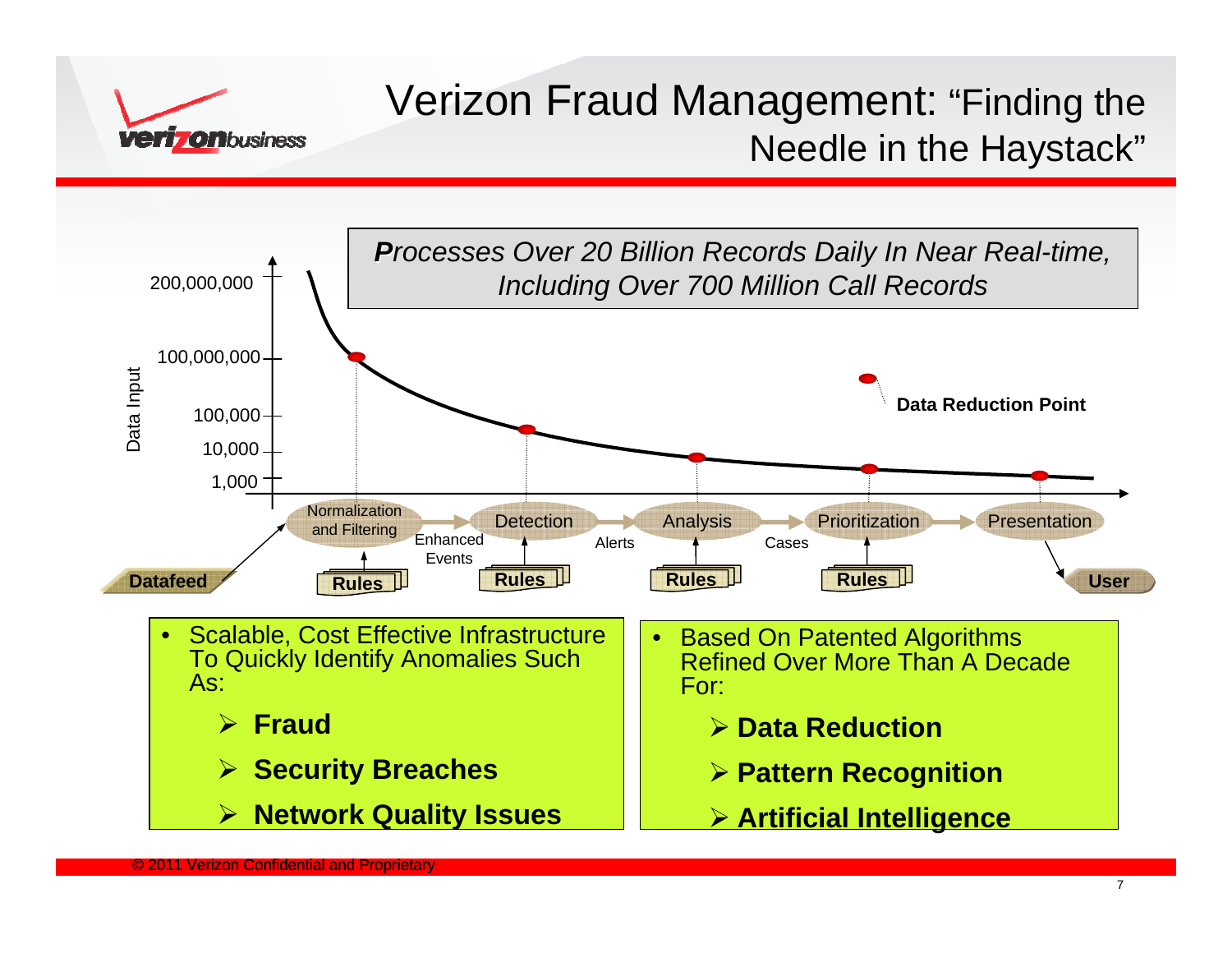# Verizon Fraud Management: "Finding the Needle in the Haystack"

*Processes Over 20 Billion Records Daily In Near Real-time, Including Over 700 Million Call Records*

Data Input

200,000,000

100,000,000

100,000

10,000

1,000

Data Reduction Point

Datafeed

Normalization and Filtering

Enhanced Events

Detection

Alerts

Analysis

Cases

Prioritization

Presentation

User

Rules

Rules

Rules

Rules

- Scalable, Cost Effective Infrastructure To Quickly Identify Anomalies Such As:
  - **Fraud**
  - **Security Breaches**
  - **Network Quality Issues**

- Based On Patented Algorithms Refined Over More Than A Decade For:
  - **Data Reduction**
  - **Pattern Recognition**
  - **Artificial Intelligence**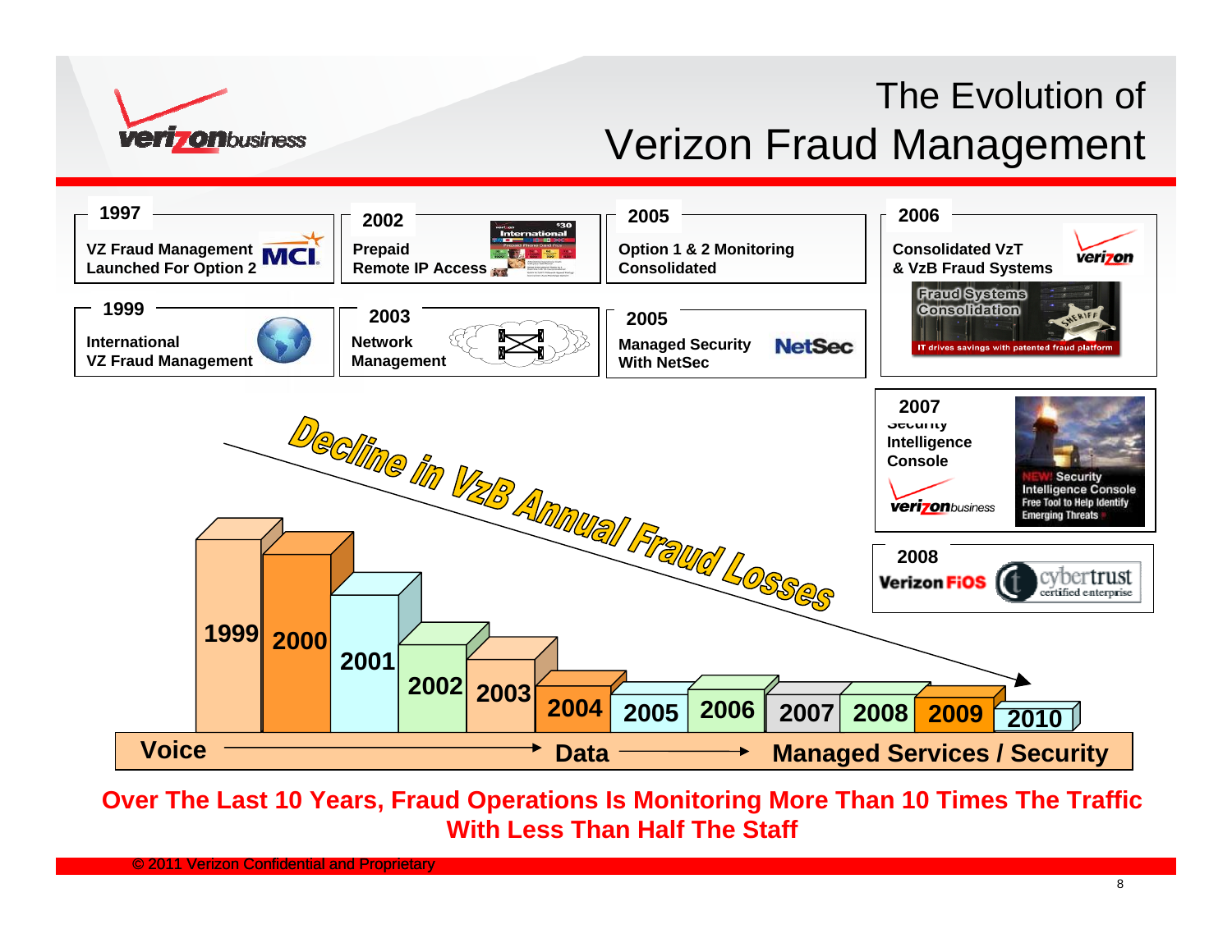# The Evolution of Verizon Fraud Management

**1997**
VZ Fraud Management Launched For Option 2

**2002**
Prepaid Remote IP Access

**2005**
Option 1 & 2 Monitoring Consolidated

**2006**
Consolidated VzT & VzB Fraud Systems

Fraud Systems Consolidation

IT drives savings with patented fraud platform

**1999**
International VZ Fraud Management

**2003**
Network Management

**2005**
Managed Security With NetSec

**2007**
Security Intelligence Console

NEW! Security Intelligence Console
Free Tool to Help Identify Emerging Threats

**2008**
Verizon FiOS
cybertrust certified enterprise

Decline in VzB Annual Fraud Losses

1999
2000
2001
2002
2003
2004
2005
2006
2007
2008
2009
2010

Voice → Data → Managed Services / Security

**Over The Last 10 Years, Fraud Operations Is Monitoring More Than 10 Times The Traffic With Less Than Half The Staff**

© 2011 Verizon Confidential and Proprietary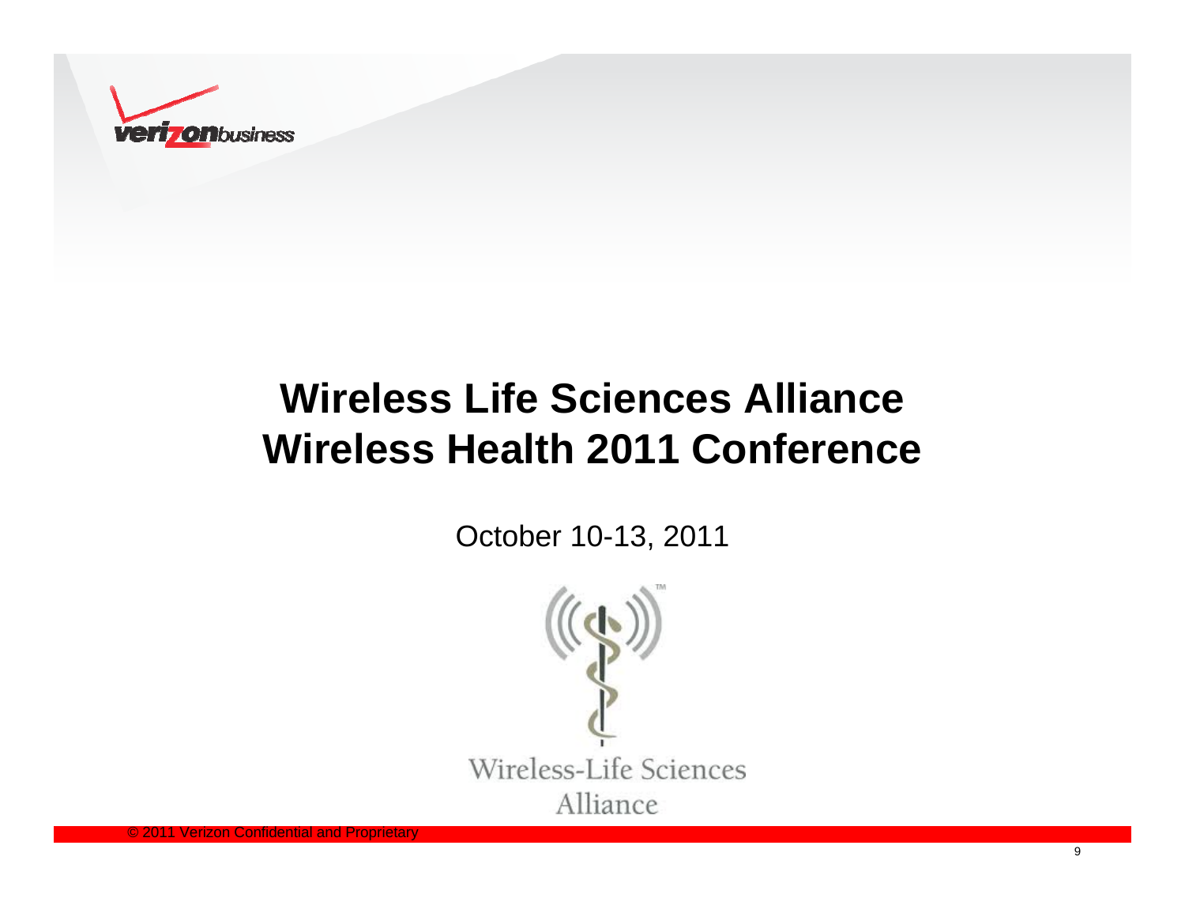# Wireless Life Sciences Alliance
# Wireless Health 2011 Conference

October 10-13, 2011

Wireless-Life Sciences Alliance

© 2011 Verizon Confidential and Proprietary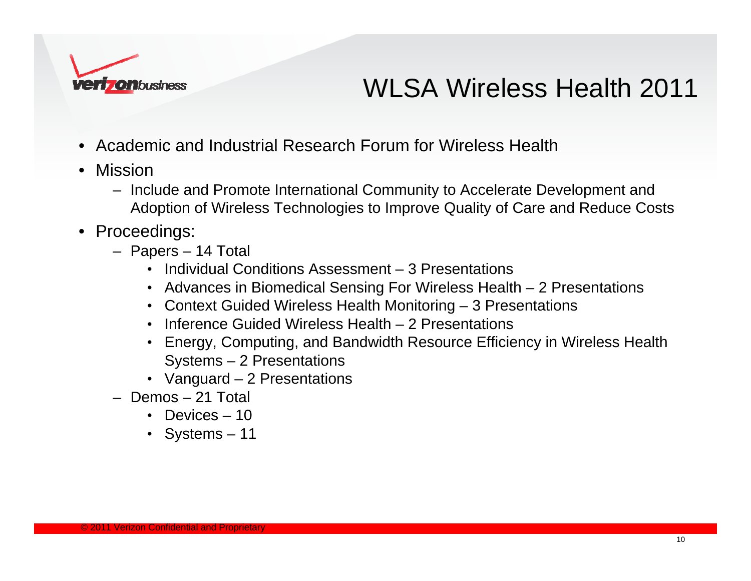# WLSA Wireless Health 2011

- Academic and Industrial Research Forum for Wireless Health
- Mission
  - Include and Promote International Community to Accelerate Development and Adoption of Wireless Technologies to Improve Quality of Care and Reduce Costs
- Proceedings:
  - Papers – 14 Total
    - Individual Conditions Assessment – 3 Presentations
    - Advances in Biomedical Sensing For Wireless Health – 2 Presentations
    - Context Guided Wireless Health Monitoring – 3 Presentations
    - Inference Guided Wireless Health – 2 Presentations
    - Energy, Computing, and Bandwidth Resource Efficiency in Wireless Health Systems – 2 Presentations
    - Vanguard – 2 Presentations
  - Demos – 21 Total
    - Devices – 10
    - Systems – 11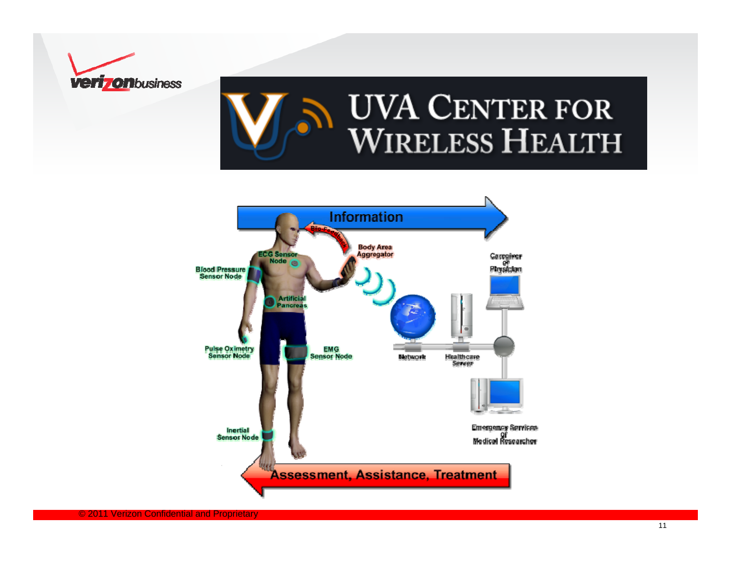# UVA Center for Wireless Health

Information

Bio-Feedback

Body Area Aggregator

ECG Sensor Node

Blood Pressure Sensor Node

Artificial Pancreas

Pulse Oximetry Sensor Node

EMG Sensor Node

Inertial Sensor Node

Network

Healthcare Server

Caregiver or Physician

Emergency Services or Medical Researcher

Assessment, Assistance, Treatment

© 2011 Verizon Confidential and Proprietary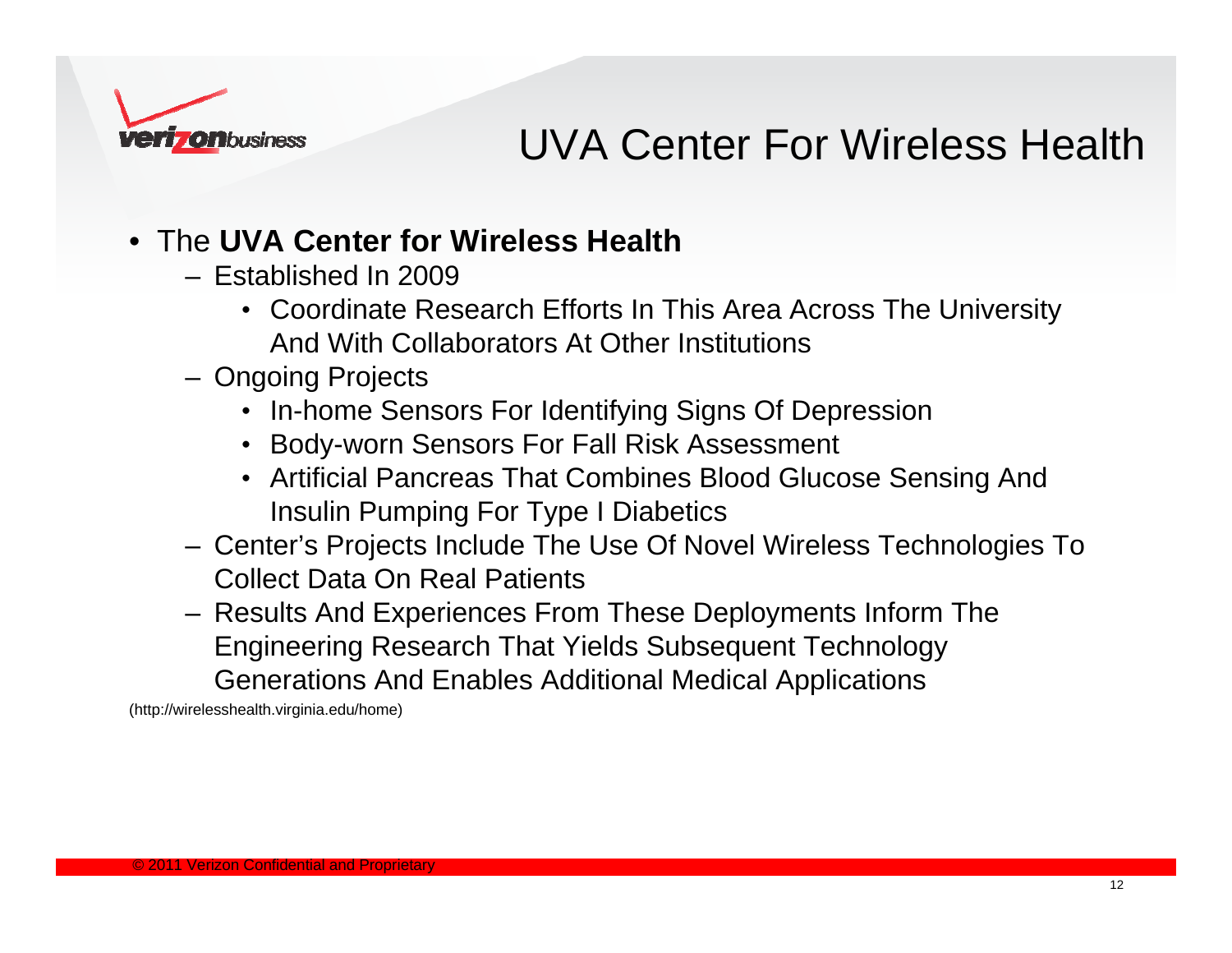# UVA Center For Wireless Health

- The **UVA Center for Wireless Health**
  - Established In 2009
    - Coordinate Research Efforts In This Area Across The University And With Collaborators At Other Institutions
  - Ongoing Projects
    - In-home Sensors For Identifying Signs Of Depression
    - Body-worn Sensors For Fall Risk Assessment
    - Artificial Pancreas That Combines Blood Glucose Sensing And Insulin Pumping For Type I Diabetics
  - Center's Projects Include The Use Of Novel Wireless Technologies To Collect Data On Real Patients
  - Results And Experiences From These Deployments Inform The Engineering Research That Yields Subsequent Technology Generations And Enables Additional Medical Applications

(http://wirelesshealth.virginia.edu/home)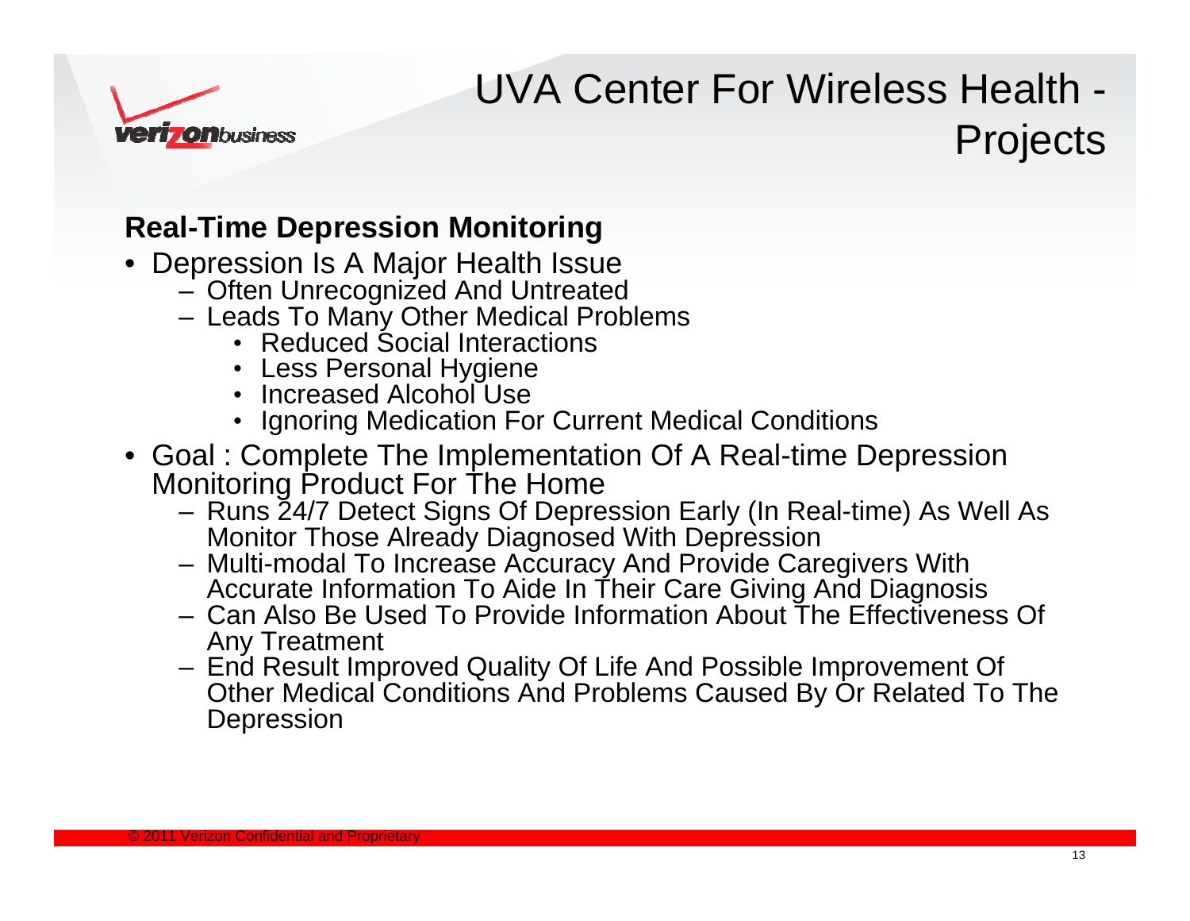# UVA Center For Wireless Health - Projects

**Real-Time Depression Monitoring**

- Depression Is A Major Health Issue
  - Often Unrecognized And Untreated
  - Leads To Many Other Medical Problems
    - Reduced Social Interactions
    - Less Personal Hygiene
    - Increased Alcohol Use
    - Ignoring Medication For Current Medical Conditions
- Goal : Complete The Implementation Of A Real-time Depression Monitoring Product For The Home
  - Runs 24/7 Detect Signs Of Depression Early (In Real-time) As Well As Monitor Those Already Diagnosed With Depression
  - Multi-modal To Increase Accuracy And Provide Caregivers With Accurate Information To Aide In Their Care Giving And Diagnosis
  - Can Also Be Used To Provide Information About The Effectiveness Of Any Treatment
  - End Result Improved Quality Of Life And Possible Improvement Of Other Medical Conditions And Problems Caused By Or Related To The Depression

© 2011 Verizon Confidential and Proprietary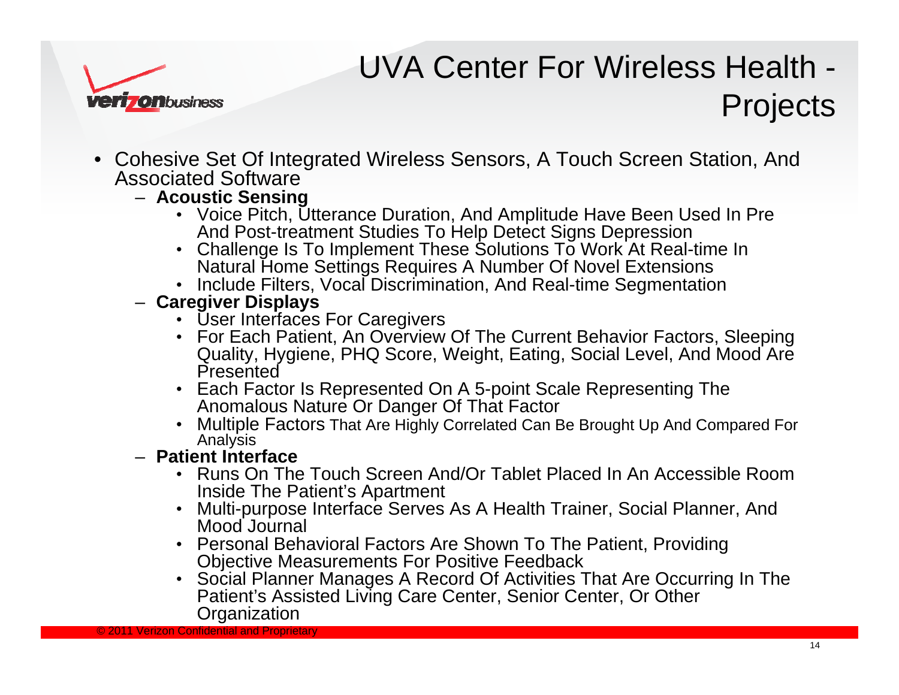# UVA Center For Wireless Health - Projects

- Cohesive Set Of Integrated Wireless Sensors, A Touch Screen Station, And Associated Software
  - **Acoustic Sensing**
    - Voice Pitch, Utterance Duration, And Amplitude Have Been Used In Pre And Post-treatment Studies To Help Detect Signs Depression
    - Challenge Is To Implement These Solutions To Work At Real-time In Natural Home Settings Requires A Number Of Novel Extensions
    - Include Filters, Vocal Discrimination, And Real-time Segmentation
  - **Caregiver Displays**
    - User Interfaces For Caregivers
    - For Each Patient, An Overview Of The Current Behavior Factors, Sleeping Quality, Hygiene, PHQ Score, Weight, Eating, Social Level, And Mood Are Presented
    - Each Factor Is Represented On A 5-point Scale Representing The Anomalous Nature Or Danger Of That Factor
    - Multiple Factors That Are Highly Correlated Can Be Brought Up And Compared For Analysis
  - **Patient Interface**
    - Runs On The Touch Screen And/Or Tablet Placed In An Accessible Room Inside The Patient's Apartment
    - Multi-purpose Interface Serves As A Health Trainer, Social Planner, And Mood Journal
    - Personal Behavioral Factors Are Shown To The Patient, Providing Objective Measurements For Positive Feedback
    - Social Planner Manages A Record Of Activities That Are Occurring In The Patient's Assisted Living Care Center, Senior Center, Or Other Organization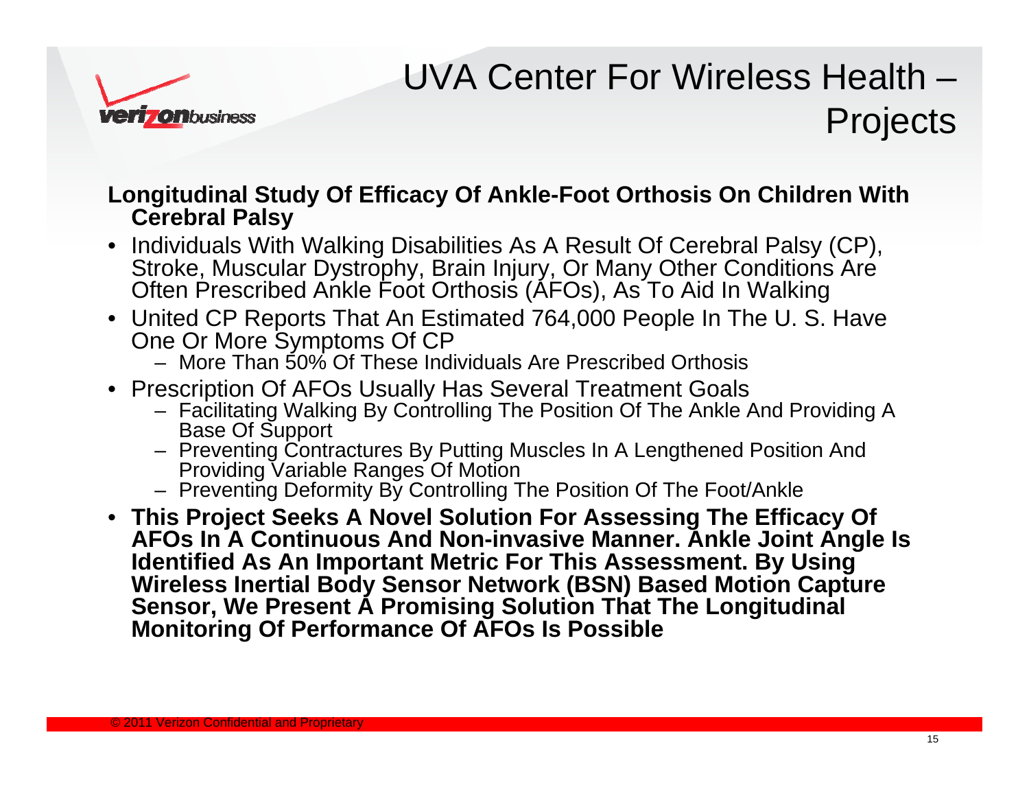# UVA Center For Wireless Health – Projects

**Longitudinal Study Of Efficacy Of Ankle-Foot Orthosis On Children With Cerebral Palsy**

- Individuals With Walking Disabilities As A Result Of Cerebral Palsy (CP), Stroke, Muscular Dystrophy, Brain Injury, Or Many Other Conditions Are Often Prescribed Ankle Foot Orthosis (AFOs), As To Aid In Walking
- United CP Reports That An Estimated 764,000 People In The U. S. Have One Or More Symptoms Of CP
  - More Than 50% Of These Individuals Are Prescribed Orthosis
- Prescription Of AFOs Usually Has Several Treatment Goals
  - Facilitating Walking By Controlling The Position Of The Ankle And Providing A Base Of Support
  - Preventing Contractures By Putting Muscles In A Lengthened Position And Providing Variable Ranges Of Motion
  - Preventing Deformity By Controlling The Position Of The Foot/Ankle
- **This Project Seeks A Novel Solution For Assessing The Efficacy Of AFOs In A Continuous And Non-invasive Manner. Ankle Joint Angle Is Identified As An Important Metric For This Assessment. By Using Wireless Inertial Body Sensor Network (BSN) Based Motion Capture Sensor, We Present A Promising Solution That The Longitudinal Monitoring Of Performance Of AFOs Is Possible**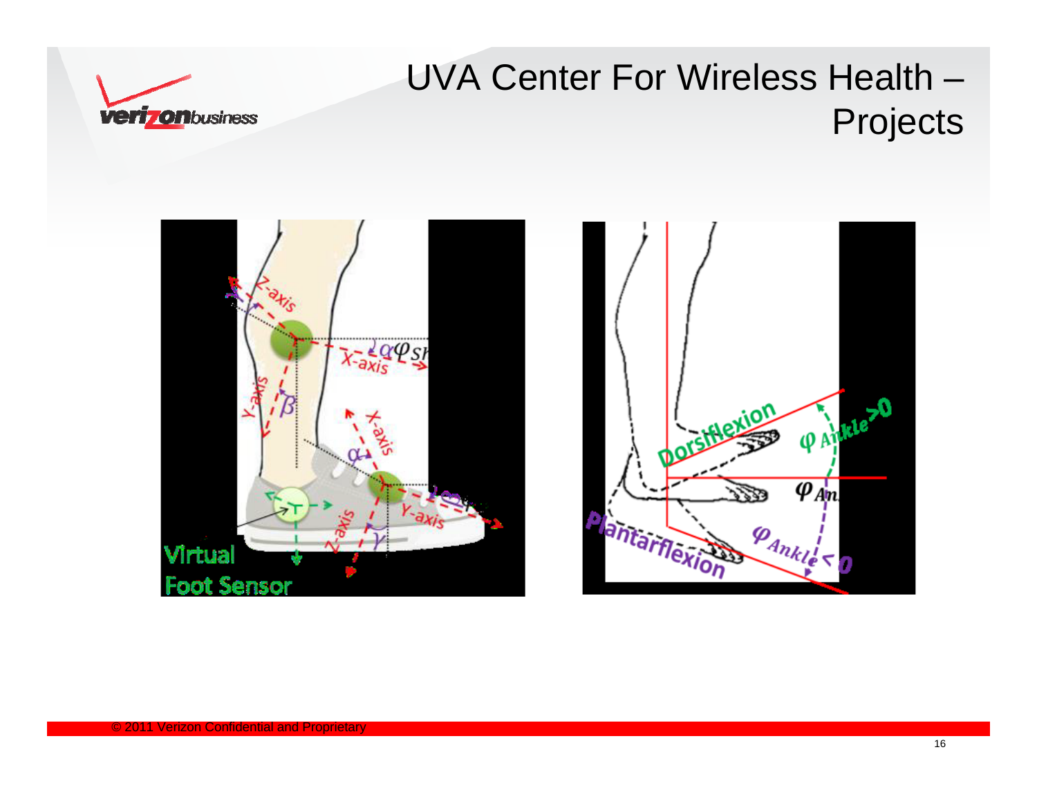# UVA Center For Wireless Health – Projects

Virtual Foot Sensor

Z-axis

X-axis

Y-axis

$\alpha$ $\varphi_{SH}$

$\beta$

$\gamma$

Dorsiflexion

Plantarflexion

$\varphi_{Ankle} > 0$

$\varphi_{Ankle} < 0$

© 2011 Verizon Confidential and Proprietary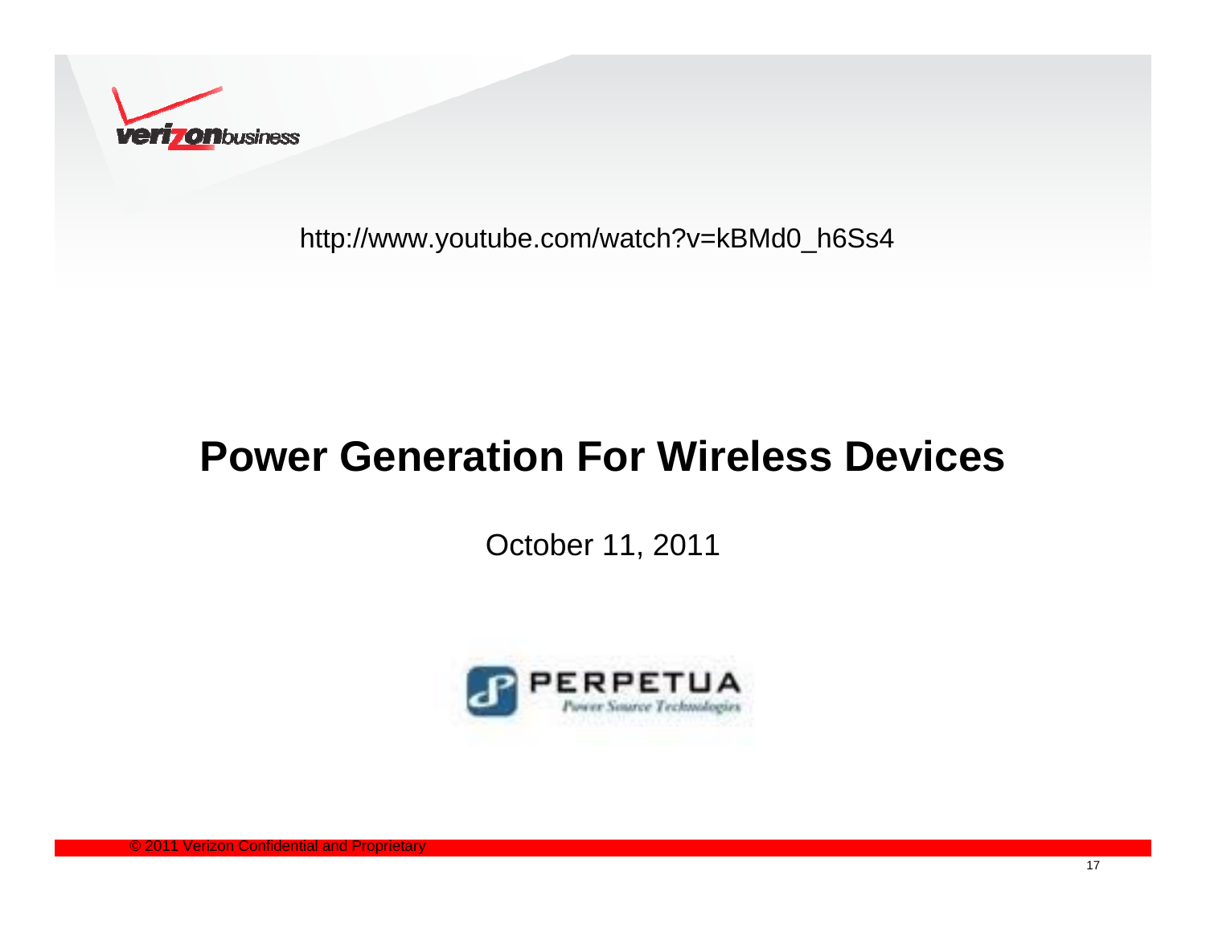http://www.youtube.com/watch?v=kBMd0_h6Ss4

# Power Generation For Wireless Devices

October 11, 2011

PERPETUA

*Power Source Technologies*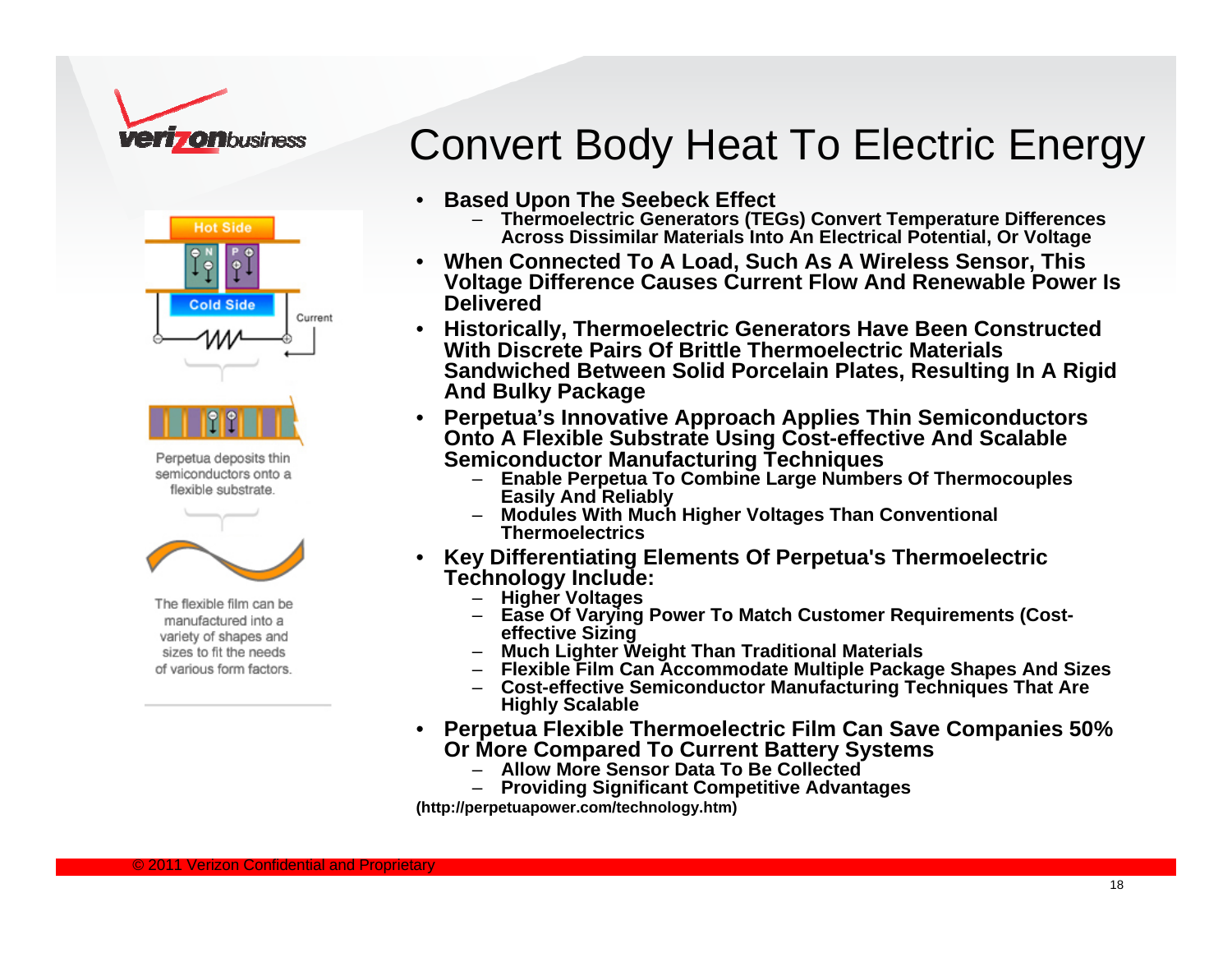# Convert Body Heat To Electric Energy

Hot Side

N

P

Cold Side

Current

Perpetua deposits thin semiconductors onto a flexible substrate.

The flexible film can be manufactured into a variety of shapes and sizes to fit the needs of various form factors.

- **Based Upon The Seebeck Effect**
  - **Thermoelectric Generators (TEGs) Convert Temperature Differences Across Dissimilar Materials Into An Electrical Potential, Or Voltage**
- **When Connected To A Load, Such As A Wireless Sensor, This Voltage Difference Causes Current Flow And Renewable Power Is Delivered**
- **Historically, Thermoelectric Generators Have Been Constructed With Discrete Pairs Of Brittle Thermoelectric Materials Sandwiched Between Solid Porcelain Plates, Resulting In A Rigid And Bulky Package**
- **Perpetua's Innovative Approach Applies Thin Semiconductors Onto A Flexible Substrate Using Cost-effective And Scalable Semiconductor Manufacturing Techniques**
  - **Enable Perpetua To Combine Large Numbers Of Thermocouples Easily And Reliably**
  - **Modules With Much Higher Voltages Than Conventional Thermoelectrics**
- **Key Differentiating Elements Of Perpetua's Thermoelectric Technology Include:**
  - **Higher Voltages**
  - **Ease Of Varying Power To Match Customer Requirements (Cost-effective Sizing**
  - **Much Lighter Weight Than Traditional Materials**
  - **Flexible Film Can Accommodate Multiple Package Shapes And Sizes**
  - **Cost-effective Semiconductor Manufacturing Techniques That Are Highly Scalable**
- **Perpetua Flexible Thermoelectric Film Can Save Companies 50% Or More Compared To Current Battery Systems**
  - **Allow More Sensor Data To Be Collected**
  - **Providing Significant Competitive Advantages**

**(http://perpetuapower.com/technology.htm)**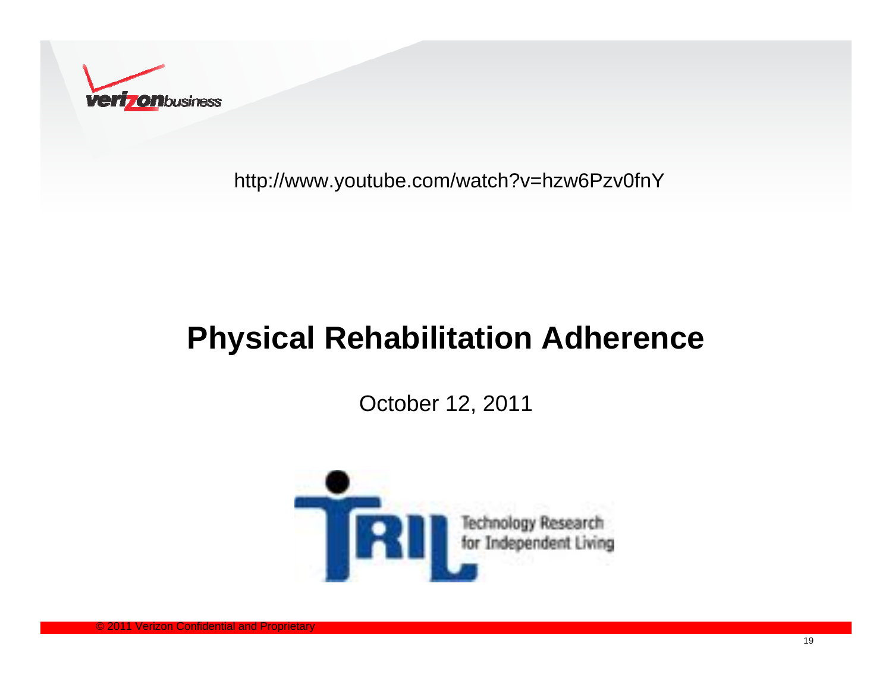http://www.youtube.com/watch?v=hzw6Pzv0fnY

# Physical Rehabilitation Adherence

October 12, 2011

Technology Research for Independent Living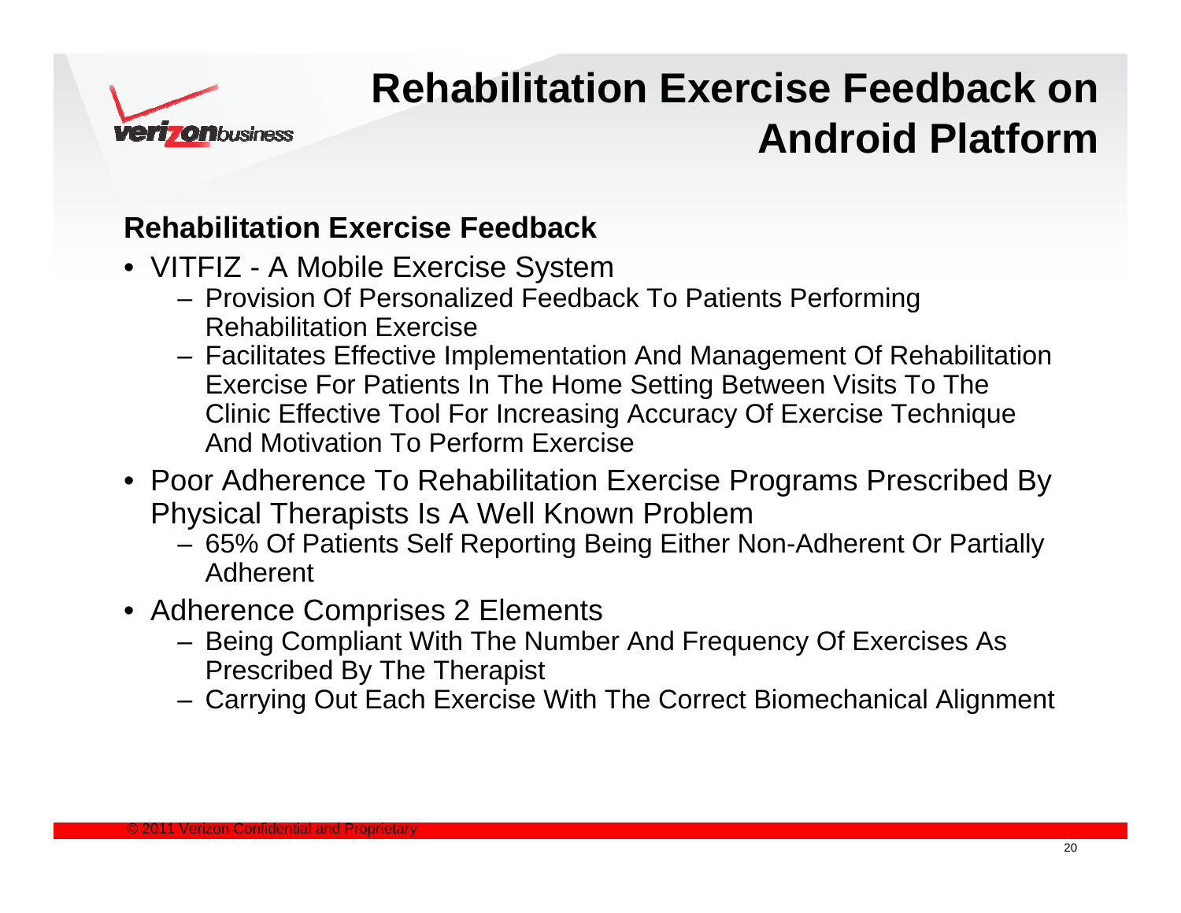# Rehabilitation Exercise Feedback on Android Platform

**Rehabilitation Exercise Feedback**

- VITFIZ - A Mobile Exercise System
  - Provision Of Personalized Feedback To Patients Performing Rehabilitation Exercise
  - Facilitates Effective Implementation And Management Of Rehabilitation Exercise For Patients In The Home Setting Between Visits To The Clinic Effective Tool For Increasing Accuracy Of Exercise Technique And Motivation To Perform Exercise
- Poor Adherence To Rehabilitation Exercise Programs Prescribed By Physical Therapists Is A Well Known Problem
  - 65% Of Patients Self Reporting Being Either Non-Adherent Or Partially Adherent
- Adherence Comprises 2 Elements
  - Being Compliant With The Number And Frequency Of Exercises As Prescribed By The Therapist
  - Carrying Out Each Exercise With The Correct Biomechanical Alignment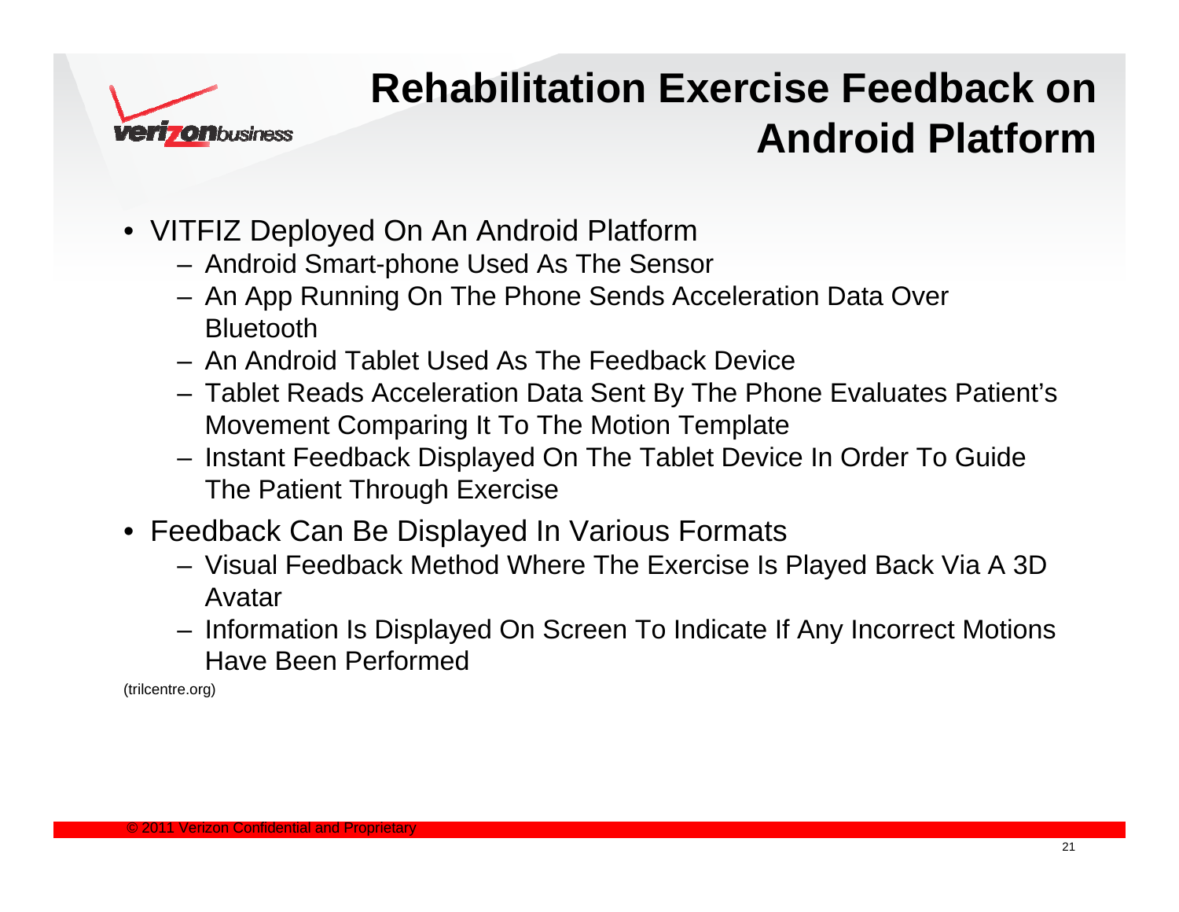# Rehabilitation Exercise Feedback on Android Platform

- VITFIZ Deployed On An Android Platform
  - Android Smart-phone Used As The Sensor
  - An App Running On The Phone Sends Acceleration Data Over Bluetooth
  - An Android Tablet Used As The Feedback Device
  - Tablet Reads Acceleration Data Sent By The Phone Evaluates Patient's Movement Comparing It To The Motion Template
  - Instant Feedback Displayed On The Tablet Device In Order To Guide The Patient Through Exercise
- Feedback Can Be Displayed In Various Formats
  - Visual Feedback Method Where The Exercise Is Played Back Via A 3D Avatar
  - Information Is Displayed On Screen To Indicate If Any Incorrect Motions Have Been Performed

(trilcentre.org)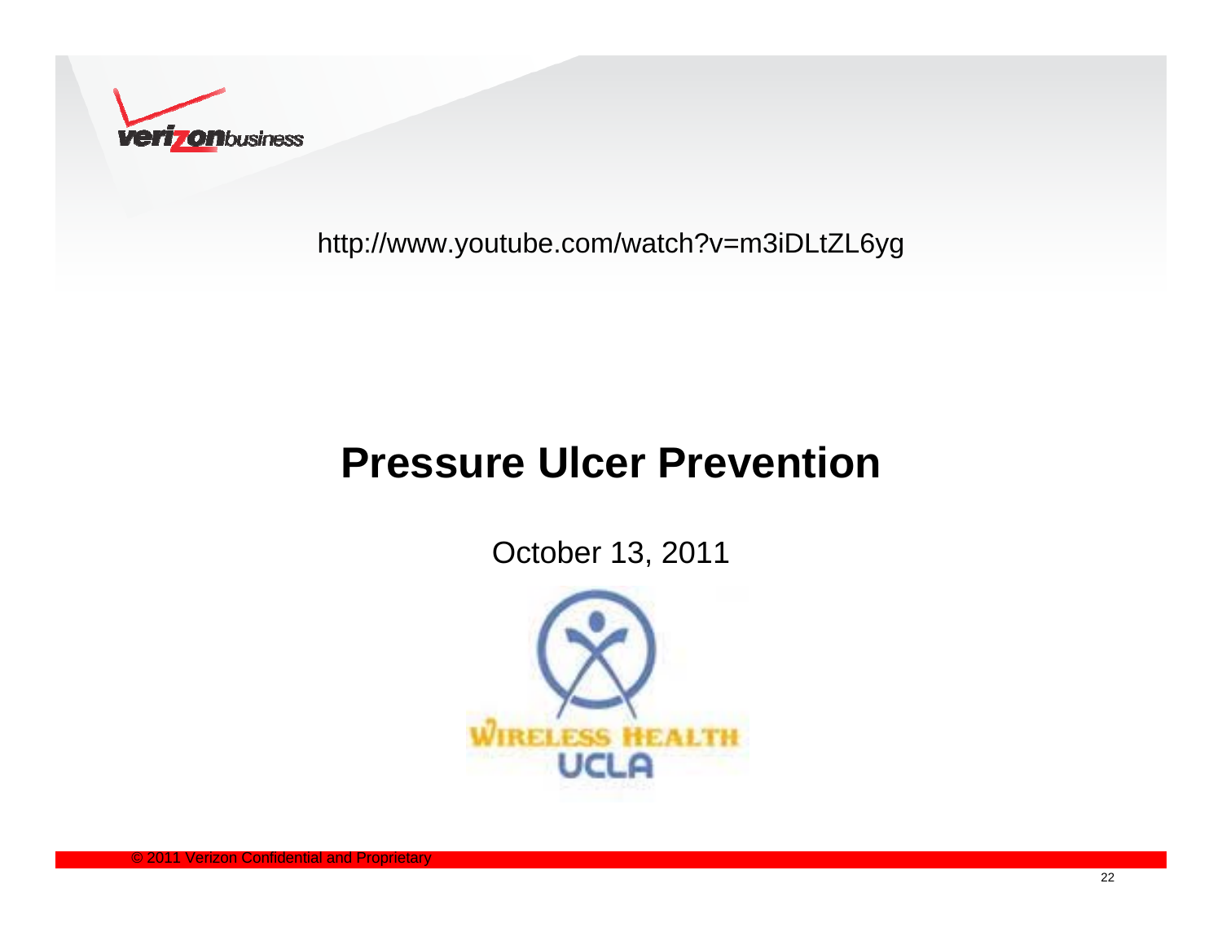http://www.youtube.com/watch?v=m3iDLtZL6yg

# Pressure Ulcer Prevention

October 13, 2011

WIRELESS HEALTH
UCLA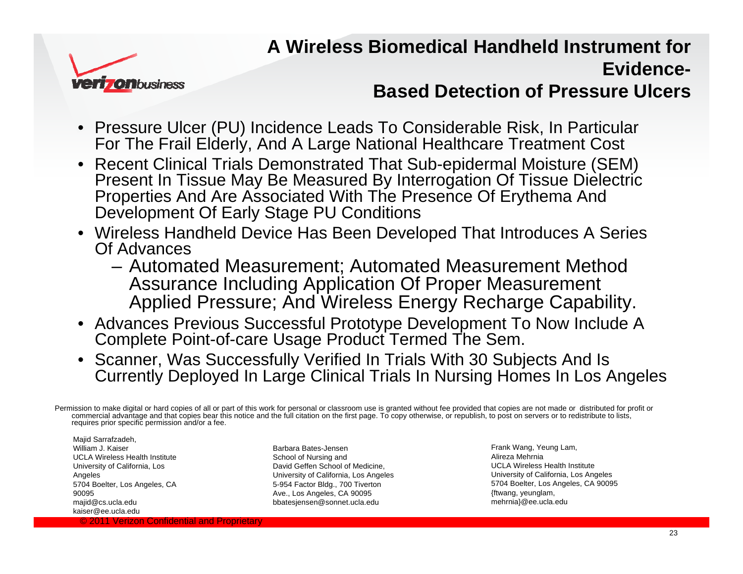# A Wireless Biomedical Handheld Instrument for Evidence-Based Detection of Pressure Ulcers

- Pressure Ulcer (PU) Incidence Leads To Considerable Risk, In Particular For The Frail Elderly, And A Large National Healthcare Treatment Cost
- Recent Clinical Trials Demonstrated That Sub-epidermal Moisture (SEM) Present In Tissue May Be Measured By Interrogation Of Tissue Dielectric Properties And Are Associated With The Presence Of Erythema And Development Of Early Stage PU Conditions
- Wireless Handheld Device Has Been Developed That Introduces A Series Of Advances
  - Automated Measurement; Automated Measurement Method Assurance Including Application Of Proper Measurement Applied Pressure; And Wireless Energy Recharge Capability.
- Advances Previous Successful Prototype Development To Now Include A Complete Point-of-care Usage Product Termed The Sem.
- Scanner, Was Successfully Verified In Trials With 30 Subjects And Is Currently Deployed In Large Clinical Trials In Nursing Homes In Los Angeles

Permission to make digital or hard copies of all or part of this work for personal or classroom use is granted without fee provided that copies are not made or distributed for profit or commercial advantage and that copies bear this notice and the full citation on the first page. To copy otherwise, or republish, to post on servers or to redistribute to lists, requires prior specific permission and/or a fee.

Majid Sarrafzadeh,
William J. Kaiser
UCLA Wireless Health Institute
University of California, Los Angeles
5704 Boelter, Los Angeles, CA 90095
majid@cs.ucla.edu
kaiser@ee.ucla.edu

Barbara Bates-Jensen
School of Nursing and
David Geffen School of Medicine,
University of California, Los Angeles
5-954 Factor Bldg., 700 Tiverton Ave., Los Angeles, CA 90095
bbatesjensen@sonnet.ucla.edu

Frank Wang, Yeung Lam,
Alireza Mehrnia
UCLA Wireless Health Institute
University of California, Los Angeles
5704 Boelter, Los Angeles, CA 90095
{ftwang, yeunglam, mehrnia}@ee.ucla.edu

© 2011 Verizon Confidential and Proprietary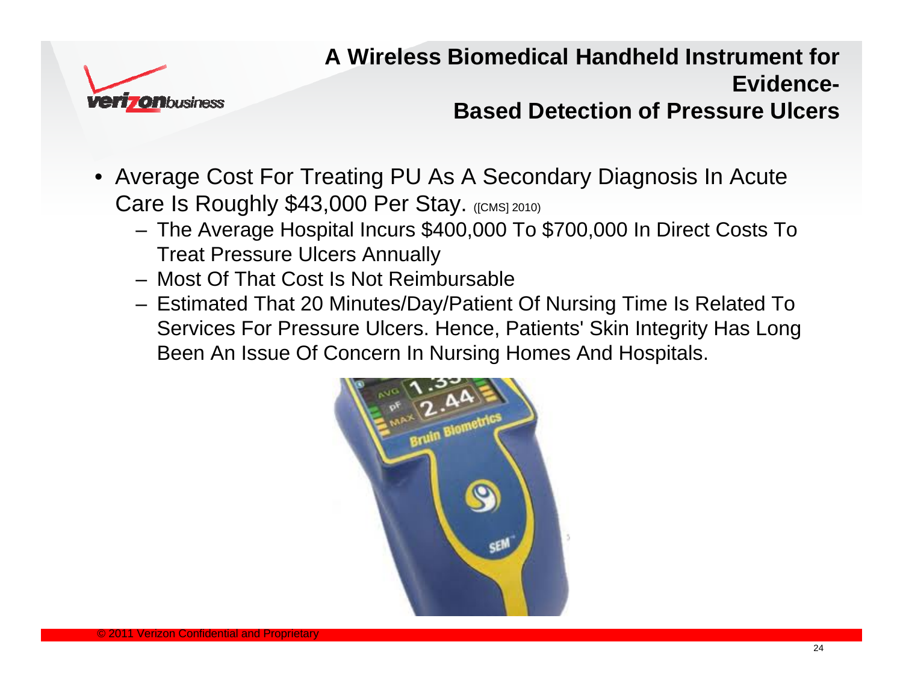## A Wireless Biomedical Handheld Instrument for Evidence-Based Detection of Pressure Ulcers

- Average Cost For Treating PU As A Secondary Diagnosis In Acute Care Is Roughly $43,000 Per Stay. ([CMS] 2010)
  - The Average Hospital Incurs $400,000 To $700,000 In Direct Costs To Treat Pressure Ulcers Annually
  - Most Of That Cost Is Not Reimbursable
  - Estimated That 20 Minutes/Day/Patient Of Nursing Time Is Related To Services For Pressure Ulcers. Hence, Patients' Skin Integrity Has Long Been An Issue Of Concern In Nursing Homes And Hospitals.